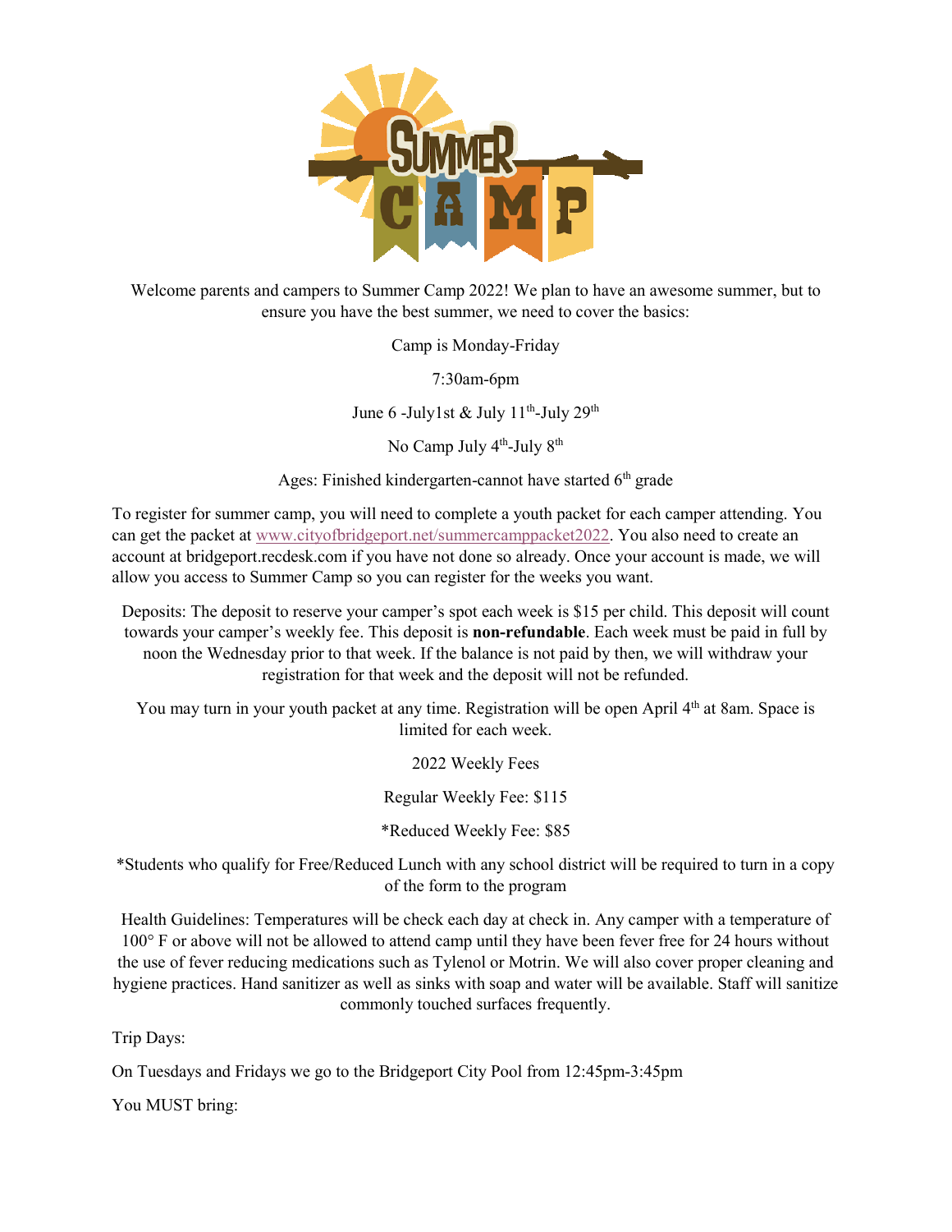# Summer Camp

Welcome parents and campers to Summer Camp 2022! We plan to have an awesome summer, but to ensure you have the best summer, we need to cover the basics:

Camp is Monday-Friday

7:30am-6pm

June 6 -July1st & July 11th-July 29th

No Camp July 4th-July 8th

Ages: Finished kindergarten-cannot have started 6th grade

To register for summer camp, you will need to complete a youth packet for each camper attending. You can get the packet at www.cityofbridgeport.net/summercamppacket2022. You also need to create an account at bridgeport.recdesk.com if you have not done so already. Once your account is made, we will allow you access to Summer Camp so you can register for the weeks you want.

Deposits: The deposit to reserve your camper's spot each week is $15 per child. This deposit will count towards your camper's weekly fee. This deposit is **non-refundable**. Each week must be paid in full by noon the Wednesday prior to that week. If the balance is not paid by then, we will withdraw your registration for that week and the deposit will not be refunded.

You may turn in your youth packet at any time. Registration will be open April 4th at 8am. Space is limited for each week.

2022 Weekly Fees

Regular Weekly Fee: $115

*Reduced Weekly Fee: $85

*Students who qualify for Free/Reduced Lunch with any school district will be required to turn in a copy of the form to the program

Health Guidelines: Temperatures will be check each day at check in. Any camper with a temperature of 100° F or above will not be allowed to attend camp until they have been fever free for 24 hours without the use of fever reducing medications such as Tylenol or Motrin. We will also cover proper cleaning and hygiene practices. Hand sanitizer as well as sinks with soap and water will be available. Staff will sanitize commonly touched surfaces frequently.

Trip Days:

On Tuesdays and Fridays we go to the Bridgeport City Pool from 12:45pm-3:45pm

You MUST bring: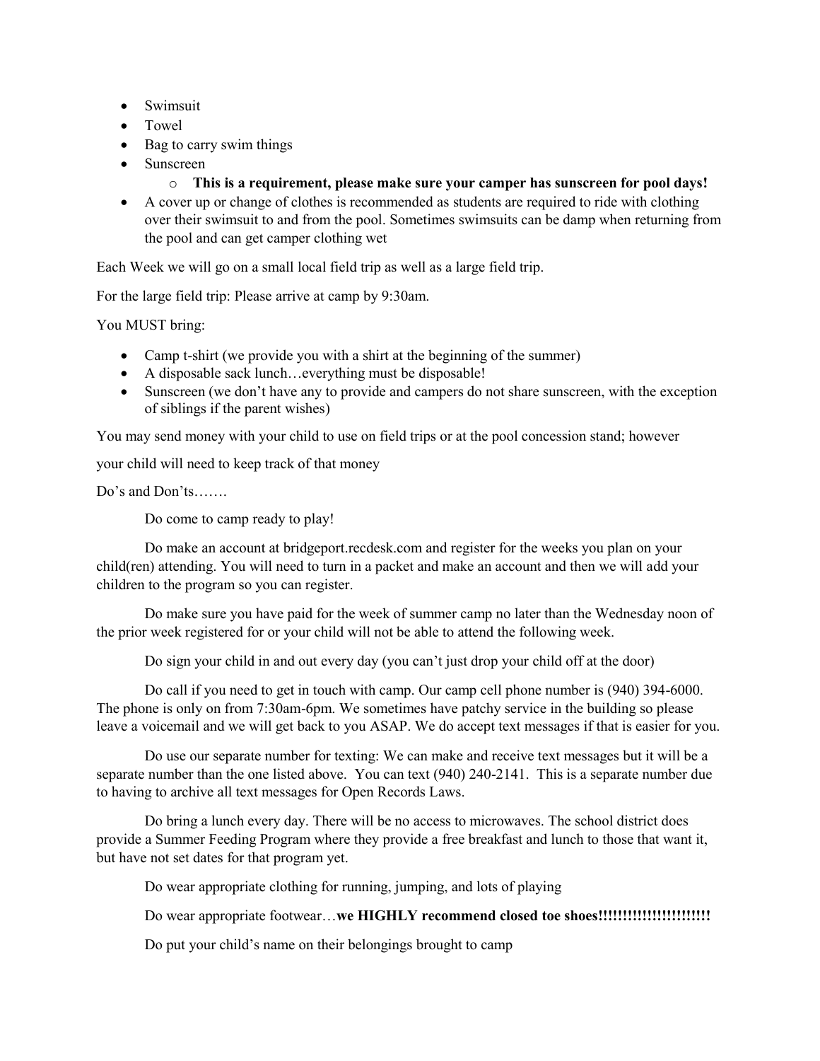- Swimsuit
- Towel
- Bag to carry swim things
- Sunscreen
    - **This is a requirement, please make sure your camper has sunscreen for pool days!**
- A cover up or change of clothes is recommended as students are required to ride with clothing over their swimsuit to and from the pool. Sometimes swimsuits can be damp when returning from the pool and can get camper clothing wet

Each Week we will go on a small local field trip as well as a large field trip.

For the large field trip: Please arrive at camp by 9:30am.

You MUST bring:

- Camp t-shirt (we provide you with a shirt at the beginning of the summer)
- A disposable sack lunch…everything must be disposable!
- Sunscreen (we don't have any to provide and campers do not share sunscreen, with the exception of siblings if the parent wishes)

You may send money with your child to use on field trips or at the pool concession stand; however

your child will need to keep track of that money

Do's and Don'ts…….

Do come to camp ready to play!

Do make an account at bridgeport.recdesk.com and register for the weeks you plan on your child(ren) attending. You will need to turn in a packet and make an account and then we will add your children to the program so you can register.

Do make sure you have paid for the week of summer camp no later than the Wednesday noon of the prior week registered for or your child will not be able to attend the following week.

Do sign your child in and out every day (you can't just drop your child off at the door)

Do call if you need to get in touch with camp. Our camp cell phone number is (940) 394-6000. The phone is only on from 7:30am-6pm. We sometimes have patchy service in the building so please leave a voicemail and we will get back to you ASAP. We do accept text messages if that is easier for you.

Do use our separate number for texting: We can make and receive text messages but it will be a separate number than the one listed above. You can text (940) 240-2141. This is a separate number due to having to archive all text messages for Open Records Laws.

Do bring a lunch every day. There will be no access to microwaves. The school district does provide a Summer Feeding Program where they provide a free breakfast and lunch to those that want it, but have not set dates for that program yet.

Do wear appropriate clothing for running, jumping, and lots of playing

Do wear appropriate footwear…**we HIGHLY recommend closed toe shoes!!!!!!!!!!!!!!!!!!!!!!**

Do put your child's name on their belongings brought to camp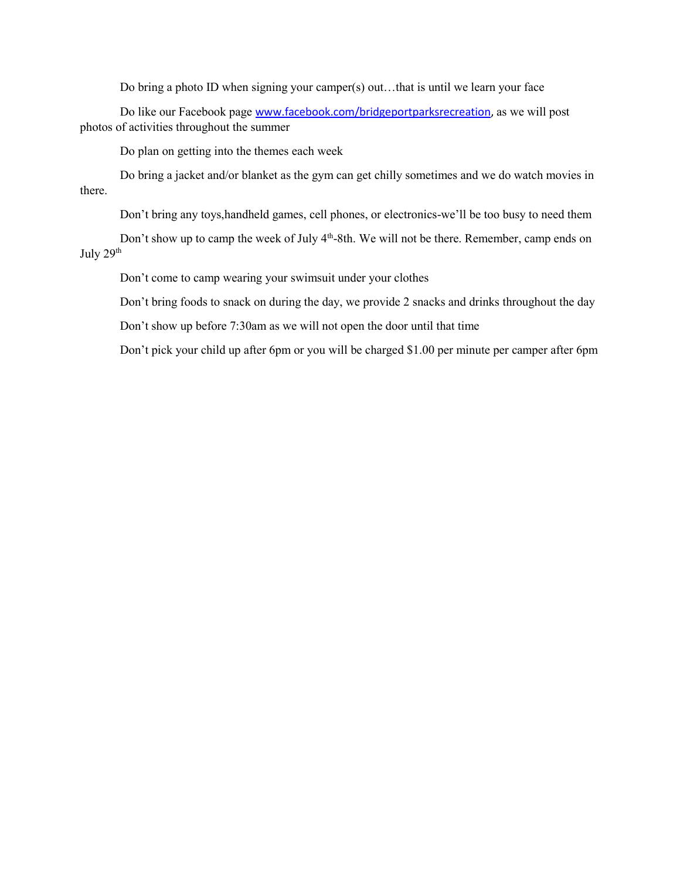Do bring a photo ID when signing your camper(s) out…that is until we learn your face

Do like our Facebook page [www.facebook.com/bridgeportparksrecreation](www.facebook.com/bridgeportparksrecreation), as we will post photos of activities throughout the summer

Do plan on getting into the themes each week

Do bring a jacket and/or blanket as the gym can get chilly sometimes and we do watch movies in there.

Don't bring any toys,handheld games, cell phones, or electronics-we'll be too busy to need them

Don't show up to camp the week of July 4th-8th. We will not be there. Remember, camp ends on July 29th

Don't come to camp wearing your swimsuit under your clothes

Don't bring foods to snack on during the day, we provide 2 snacks and drinks throughout the day

Don't show up before 7:30am as we will not open the door until that time

Don't pick your child up after 6pm or you will be charged $1.00 per minute per camper after 6pm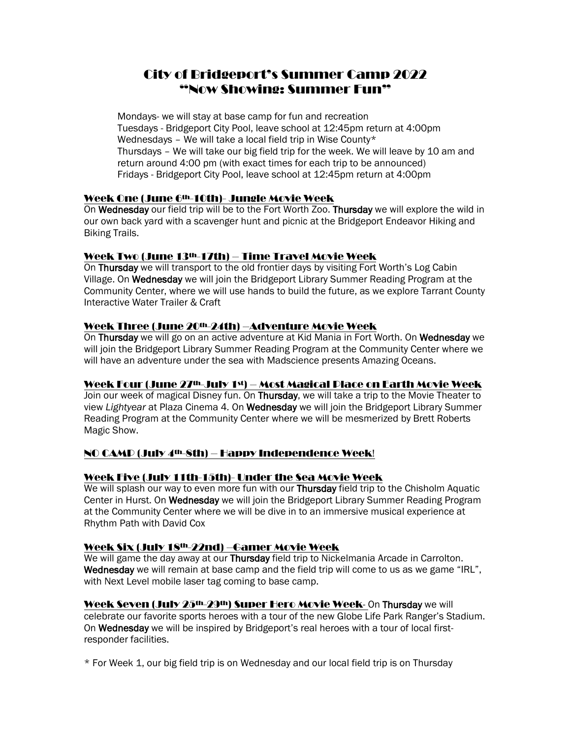# City of Bridgeport's Summer Camp 2022
## "Now Showing: Summer Fun"

Mondays- we will stay at base camp for fun and recreation
Tuesdays - Bridgeport City Pool, leave school at 12:45pm return at 4:00pm
Wednesdays – We will take a local field trip in Wise County*
Thursdays – We will take our big field trip for the week. We will leave by 10 am and return around 4:00 pm (with exact times for each trip to be announced)
Fridays - Bridgeport City Pool, leave school at 12:45pm return at 4:00pm

### Week One (June 6th-10th)- Jungle Movie Week

On **Wednesday** our field trip will be to the Fort Worth Zoo. **Thursday** we will explore the wild in our own back yard with a scavenger hunt and picnic at the Bridgeport Endeavor Hiking and Biking Trails.

### Week Two (June 13th-17th) – Time Travel Movie Week

On **Thursday** we will transport to the old frontier days by visiting Fort Worth's Log Cabin Village. On **Wednesday** we will join the Bridgeport Library Summer Reading Program at the Community Center, where we will use hands to build the future, as we explore Tarrant County Interactive Water Trailer & Craft

### Week Three (June 20th-24th) –Adventure Movie Week

On **Thursday** we will go on an active adventure at Kid Mania in Fort Worth. On **Wednesday** we will join the Bridgeport Library Summer Reading Program at the Community Center where we will have an adventure under the sea with Madscience presents Amazing Oceans.

### Week Four (June 27th-July 1st) – Most Magical Place on Earth Movie Week

Join our week of magical Disney fun. On **Thursday**, we will take a trip to the Movie Theater to view *Lightyear* at Plaza Cinema 4. On **Wednesday** we will join the Bridgeport Library Summer Reading Program at the Community Center where we will be mesmerized by Brett Roberts Magic Show.

### NO CAMP (July 4th-8th) – Happy Independence Week!

### Week Five (July 11th-15th)- Under the Sea Movie Week

We will splash our way to even more fun with our **Thursday** field trip to the Chisholm Aquatic Center in Hurst. On **Wednesday** we will join the Bridgeport Library Summer Reading Program at the Community Center where we will be dive in to an immersive musical experience at Rhythm Path with David Cox

### Week Six (July 18th-22nd) –Gamer Movie Week

We will game the day away at our **Thursday** field trip to Nickelmania Arcade in Carrolton. **Wednesday** we will remain at base camp and the field trip will come to us as we game "IRL", with Next Level mobile laser tag coming to base camp.

### Week Seven (July 25th-29th) Super Hero Movie Week-

On **Thursday** we will celebrate our favorite sports heroes with a tour of the new Globe Life Park Ranger's Stadium. On **Wednesday** we will be inspired by Bridgeport's real heroes with a tour of local first-responder facilities.

* For Week 1, our big field trip is on Wednesday and our local field trip is on Thursday